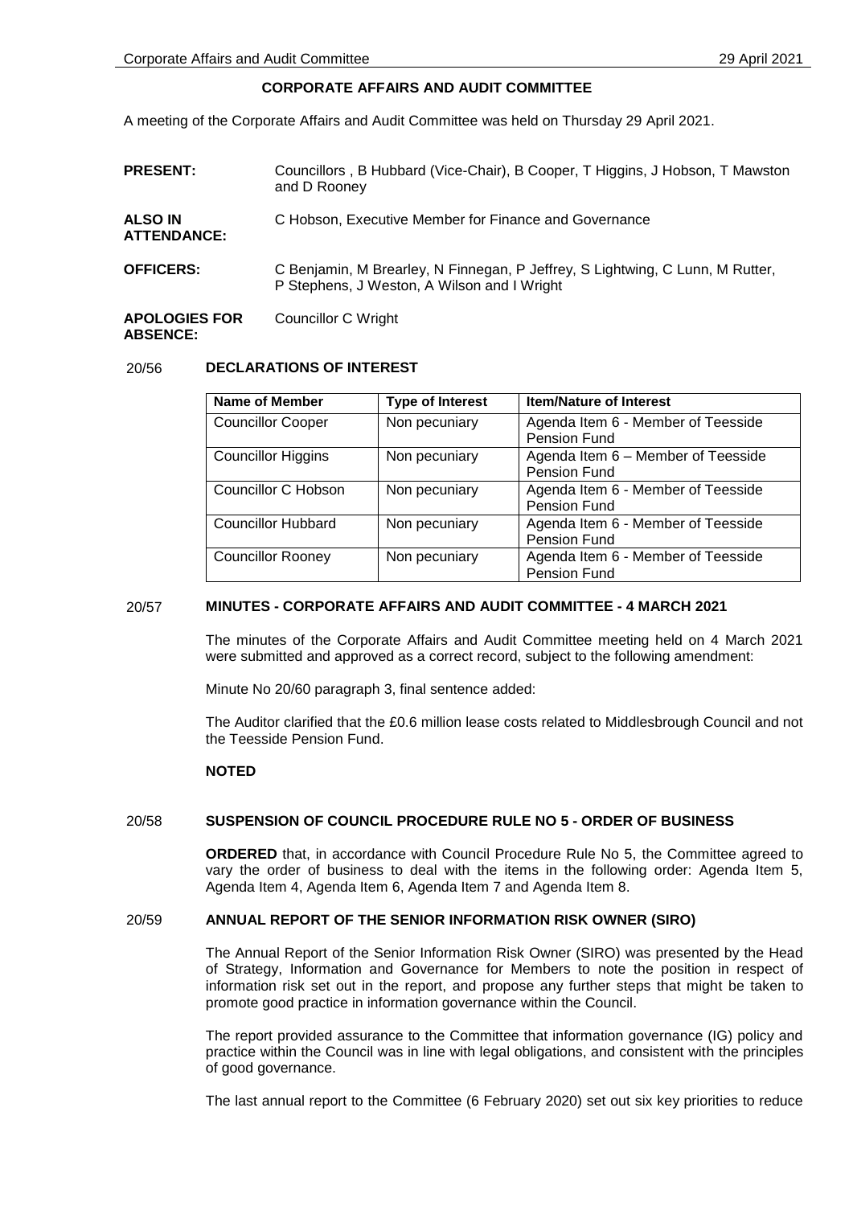## CORPORATE AFFAIRS AND AUDIT COMMITTEE

A meeting of the Corporate Affairs and Audit Committee was held on Thursday 29 April 2021.

**PRESENT:** Councillors , B Hubbard (Vice-Chair), B Cooper, T Higgins, J Hobson, T Mawston and D Rooney

**ALSO IN ATTENDANCE:** C Hobson, Executive Member for Finance and Governance

**OFFICERS:** C Benjamin, M Brearley, N Finnegan, P Jeffrey, S Lightwing, C Lunn, M Rutter, P Stephens, J Weston, A Wilson and I Wright

**APOLOGIES FOR ABSENCE:** Councillor C Wright

### 20/56 DECLARATIONS OF INTEREST

| Name of Member | Type of Interest | Item/Nature of Interest |
|---|---|---|
| Councillor Cooper | Non pecuniary | Agenda Item 6 - Member of Teesside Pension Fund |
| Councillor Higgins | Non pecuniary | Agenda Item 6 – Member of Teesside Pension Fund |
| Councillor C Hobson | Non pecuniary | Agenda Item 6 - Member of Teesside Pension Fund |
| Councillor Hubbard | Non pecuniary | Agenda Item 6 - Member of Teesside Pension Fund |
| Councillor Rooney | Non pecuniary | Agenda Item 6 - Member of Teesside Pension Fund |

### 20/57 MINUTES - CORPORATE AFFAIRS AND AUDIT COMMITTEE - 4 MARCH 2021

The minutes of the Corporate Affairs and Audit Committee meeting held on 4 March 2021 were submitted and approved as a correct record, subject to the following amendment:

Minute No 20/60 paragraph 3, final sentence added:

The Auditor clarified that the £0.6 million lease costs related to Middlesbrough Council and not the Teesside Pension Fund.

**NOTED**

### 20/58 SUSPENSION OF COUNCIL PROCEDURE RULE NO 5 - ORDER OF BUSINESS

**ORDERED** that, in accordance with Council Procedure Rule No 5, the Committee agreed to vary the order of business to deal with the items in the following order: Agenda Item 5, Agenda Item 4, Agenda Item 6, Agenda Item 7 and Agenda Item 8.

### 20/59 ANNUAL REPORT OF THE SENIOR INFORMATION RISK OWNER (SIRO)

The Annual Report of the Senior Information Risk Owner (SIRO) was presented by the Head of Strategy, Information and Governance for Members to note the position in respect of information risk set out in the report, and propose any further steps that might be taken to promote good practice in information governance within the Council.

The report provided assurance to the Committee that information governance (IG) policy and practice within the Council was in line with legal obligations, and consistent with the principles of good governance.

The last annual report to the Committee (6 February 2020) set out six key priorities to reduce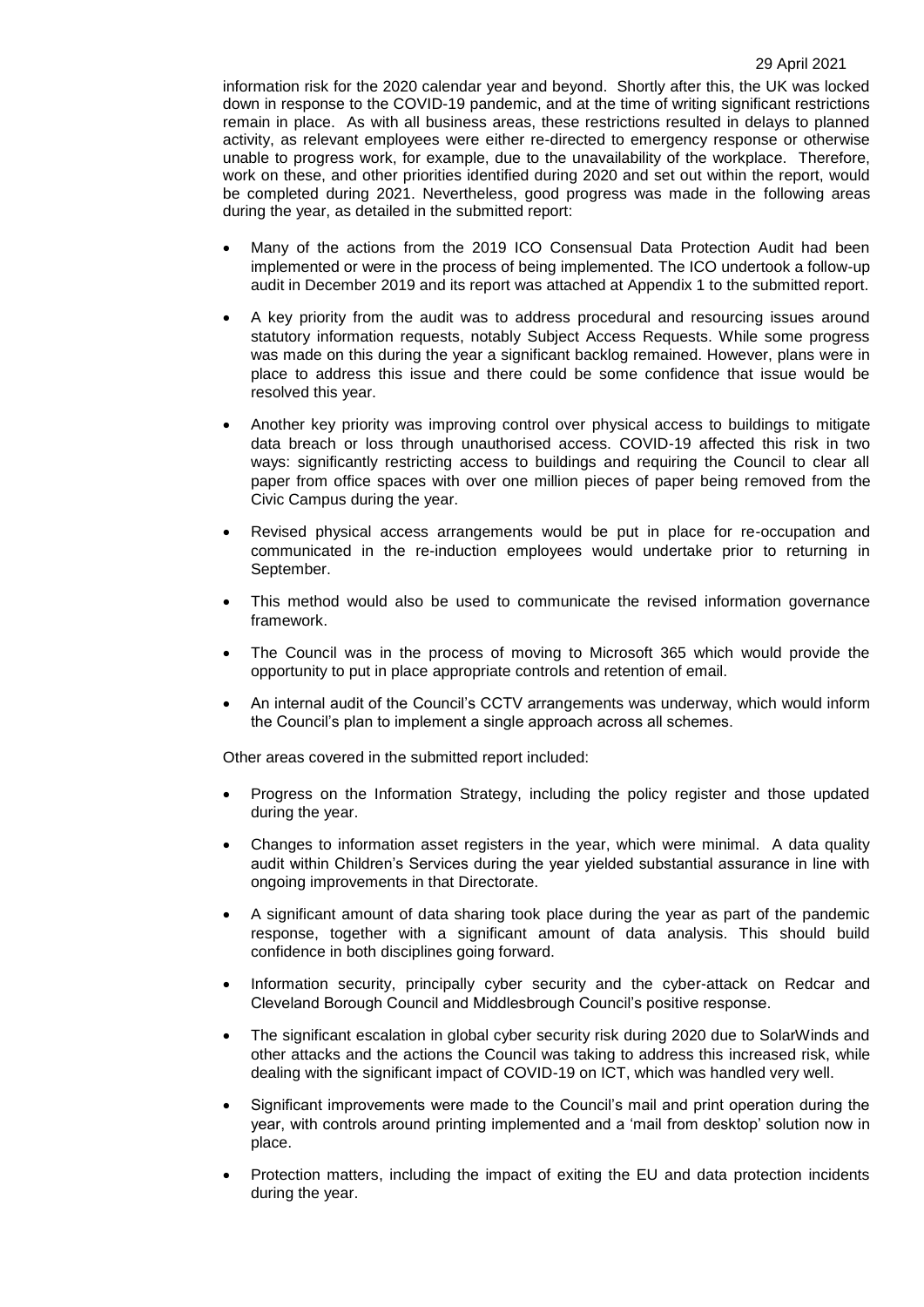information risk for the 2020 calendar year and beyond. Shortly after this, the UK was locked down in response to the COVID-19 pandemic, and at the time of writing significant restrictions remain in place. As with all business areas, these restrictions resulted in delays to planned activity, as relevant employees were either re-directed to emergency response or otherwise unable to progress work, for example, due to the unavailability of the workplace. Therefore, work on these, and other priorities identified during 2020 and set out within the report, would be completed during 2021. Nevertheless, good progress was made in the following areas during the year, as detailed in the submitted report:

- Many of the actions from the 2019 ICO Consensual Data Protection Audit had been implemented or were in the process of being implemented. The ICO undertook a follow-up audit in December 2019 and its report was attached at Appendix 1 to the submitted report.
- A key priority from the audit was to address procedural and resourcing issues around statutory information requests, notably Subject Access Requests. While some progress was made on this during the year a significant backlog remained. However, plans were in place to address this issue and there could be some confidence that issue would be resolved this year.
- Another key priority was improving control over physical access to buildings to mitigate data breach or loss through unauthorised access. COVID-19 affected this risk in two ways: significantly restricting access to buildings and requiring the Council to clear all paper from office spaces with over one million pieces of paper being removed from the Civic Campus during the year.
- Revised physical access arrangements would be put in place for re-occupation and communicated in the re-induction employees would undertake prior to returning in September.
- This method would also be used to communicate the revised information governance framework.
- The Council was in the process of moving to Microsoft 365 which would provide the opportunity to put in place appropriate controls and retention of email.
- An internal audit of the Council's CCTV arrangements was underway, which would inform the Council's plan to implement a single approach across all schemes.

Other areas covered in the submitted report included:

- Progress on the Information Strategy, including the policy register and those updated during the year.
- Changes to information asset registers in the year, which were minimal. A data quality audit within Children's Services during the year yielded substantial assurance in line with ongoing improvements in that Directorate.
- A significant amount of data sharing took place during the year as part of the pandemic response, together with a significant amount of data analysis. This should build confidence in both disciplines going forward.
- Information security, principally cyber security and the cyber-attack on Redcar and Cleveland Borough Council and Middlesbrough Council's positive response.
- The significant escalation in global cyber security risk during 2020 due to SolarWinds and other attacks and the actions the Council was taking to address this increased risk, while dealing with the significant impact of COVID-19 on ICT, which was handled very well.
- Significant improvements were made to the Council's mail and print operation during the year, with controls around printing implemented and a 'mail from desktop' solution now in place.
- Protection matters, including the impact of exiting the EU and data protection incidents during the year.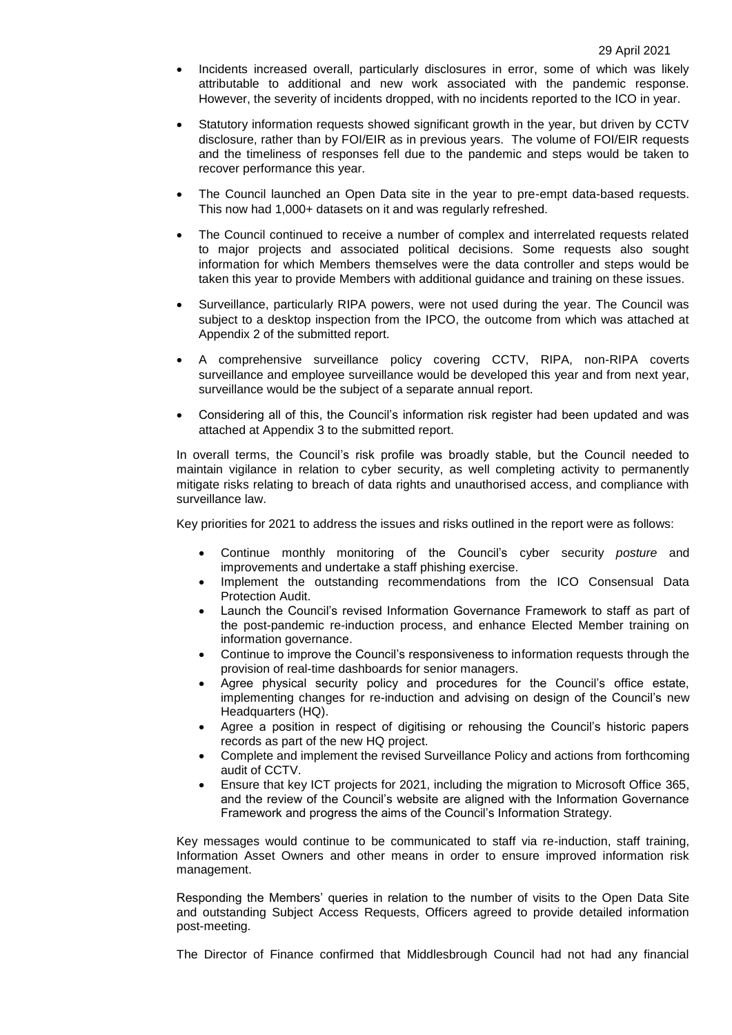- Incidents increased overall, particularly disclosures in error, some of which was likely attributable to additional and new work associated with the pandemic response. However, the severity of incidents dropped, with no incidents reported to the ICO in year.
- Statutory information requests showed significant growth in the year, but driven by CCTV disclosure, rather than by FOI/EIR as in previous years. The volume of FOI/EIR requests and the timeliness of responses fell due to the pandemic and steps would be taken to recover performance this year.
- The Council launched an Open Data site in the year to pre-empt data-based requests. This now had 1,000+ datasets on it and was regularly refreshed.
- The Council continued to receive a number of complex and interrelated requests related to major projects and associated political decisions. Some requests also sought information for which Members themselves were the data controller and steps would be taken this year to provide Members with additional guidance and training on these issues.
- Surveillance, particularly RIPA powers, were not used during the year. The Council was subject to a desktop inspection from the IPCO, the outcome from which was attached at Appendix 2 of the submitted report.
- A comprehensive surveillance policy covering CCTV, RIPA, non-RIPA coverts surveillance and employee surveillance would be developed this year and from next year, surveillance would be the subject of a separate annual report.
- Considering all of this, the Council's information risk register had been updated and was attached at Appendix 3 to the submitted report.

In overall terms, the Council's risk profile was broadly stable, but the Council needed to maintain vigilance in relation to cyber security, as well completing activity to permanently mitigate risks relating to breach of data rights and unauthorised access, and compliance with surveillance law.

Key priorities for 2021 to address the issues and risks outlined in the report were as follows:

- Continue monthly monitoring of the Council's cyber security *posture* and improvements and undertake a staff phishing exercise.
- Implement the outstanding recommendations from the ICO Consensual Data Protection Audit.
- Launch the Council's revised Information Governance Framework to staff as part of the post-pandemic re-induction process, and enhance Elected Member training on information governance.
- Continue to improve the Council's responsiveness to information requests through the provision of real-time dashboards for senior managers.
- Agree physical security policy and procedures for the Council's office estate, implementing changes for re-induction and advising on design of the Council's new Headquarters (HQ).
- Agree a position in respect of digitising or rehousing the Council's historic papers records as part of the new HQ project.
- Complete and implement the revised Surveillance Policy and actions from forthcoming audit of CCTV.
- Ensure that key ICT projects for 2021, including the migration to Microsoft Office 365, and the review of the Council's website are aligned with the Information Governance Framework and progress the aims of the Council's Information Strategy.

Key messages would continue to be communicated to staff via re-induction, staff training, Information Asset Owners and other means in order to ensure improved information risk management.

Responding the Members' queries in relation to the number of visits to the Open Data Site and outstanding Subject Access Requests, Officers agreed to provide detailed information post-meeting.

The Director of Finance confirmed that Middlesbrough Council had not had any financial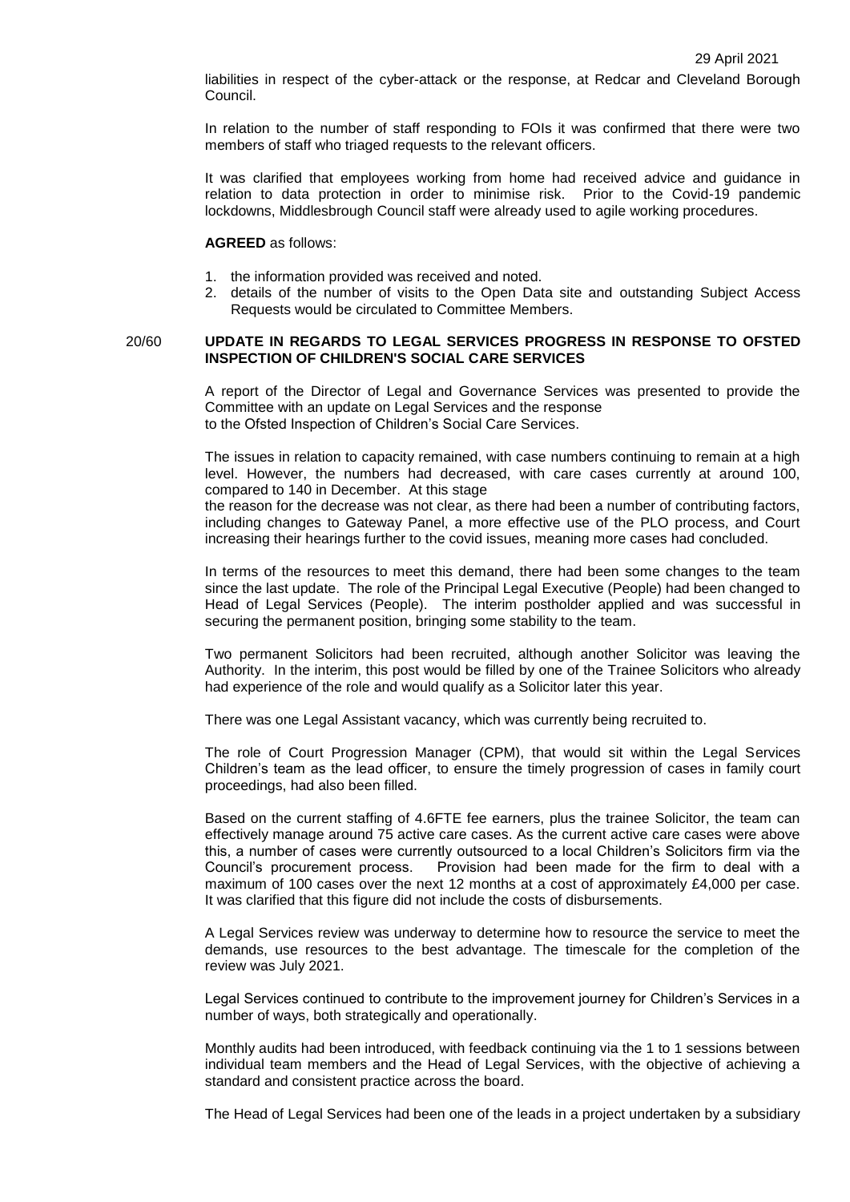liabilities in respect of the cyber-attack or the response, at Redcar and Cleveland Borough Council.

In relation to the number of staff responding to FOIs it was confirmed that there were two members of staff who triaged requests to the relevant officers.

It was clarified that employees working from home had received advice and guidance in relation to data protection in order to minimise risk. Prior to the Covid-19 pandemic lockdowns, Middlesbrough Council staff were already used to agile working procedures.

**AGREED** as follows:

1. the information provided was received and noted.
2. details of the number of visits to the Open Data site and outstanding Subject Access Requests would be circulated to Committee Members.

## 20/60 UPDATE IN REGARDS TO LEGAL SERVICES PROGRESS IN RESPONSE TO OFSTED INSPECTION OF CHILDREN'S SOCIAL CARE SERVICES

A report of the Director of Legal and Governance Services was presented to provide the Committee with an update on Legal Services and the response to the Ofsted Inspection of Children's Social Care Services.

The issues in relation to capacity remained, with case numbers continuing to remain at a high level. However, the numbers had decreased, with care cases currently at around 100, compared to 140 in December. At this stage the reason for the decrease was not clear, as there had been a number of contributing factors, including changes to Gateway Panel, a more effective use of the PLO process, and Court increasing their hearings further to the covid issues, meaning more cases had concluded.

In terms of the resources to meet this demand, there had been some changes to the team since the last update. The role of the Principal Legal Executive (People) had been changed to Head of Legal Services (People). The interim postholder applied and was successful in securing the permanent position, bringing some stability to the team.

Two permanent Solicitors had been recruited, although another Solicitor was leaving the Authority. In the interim, this post would be filled by one of the Trainee Solicitors who already had experience of the role and would qualify as a Solicitor later this year.

There was one Legal Assistant vacancy, which was currently being recruited to.

The role of Court Progression Manager (CPM), that would sit within the Legal Services Children's team as the lead officer, to ensure the timely progression of cases in family court proceedings, had also been filled.

Based on the current staffing of 4.6FTE fee earners, plus the trainee Solicitor, the team can effectively manage around 75 active care cases. As the current active care cases were above this, a number of cases were currently outsourced to a local Children's Solicitors firm via the Council's procurement process. Provision had been made for the firm to deal with a maximum of 100 cases over the next 12 months at a cost of approximately £4,000 per case. It was clarified that this figure did not include the costs of disbursements.

A Legal Services review was underway to determine how to resource the service to meet the demands, use resources to the best advantage. The timescale for the completion of the review was July 2021.

Legal Services continued to contribute to the improvement journey for Children's Services in a number of ways, both strategically and operationally.

Monthly audits had been introduced, with feedback continuing via the 1 to 1 sessions between individual team members and the Head of Legal Services, with the objective of achieving a standard and consistent practice across the board.

The Head of Legal Services had been one of the leads in a project undertaken by a subsidiary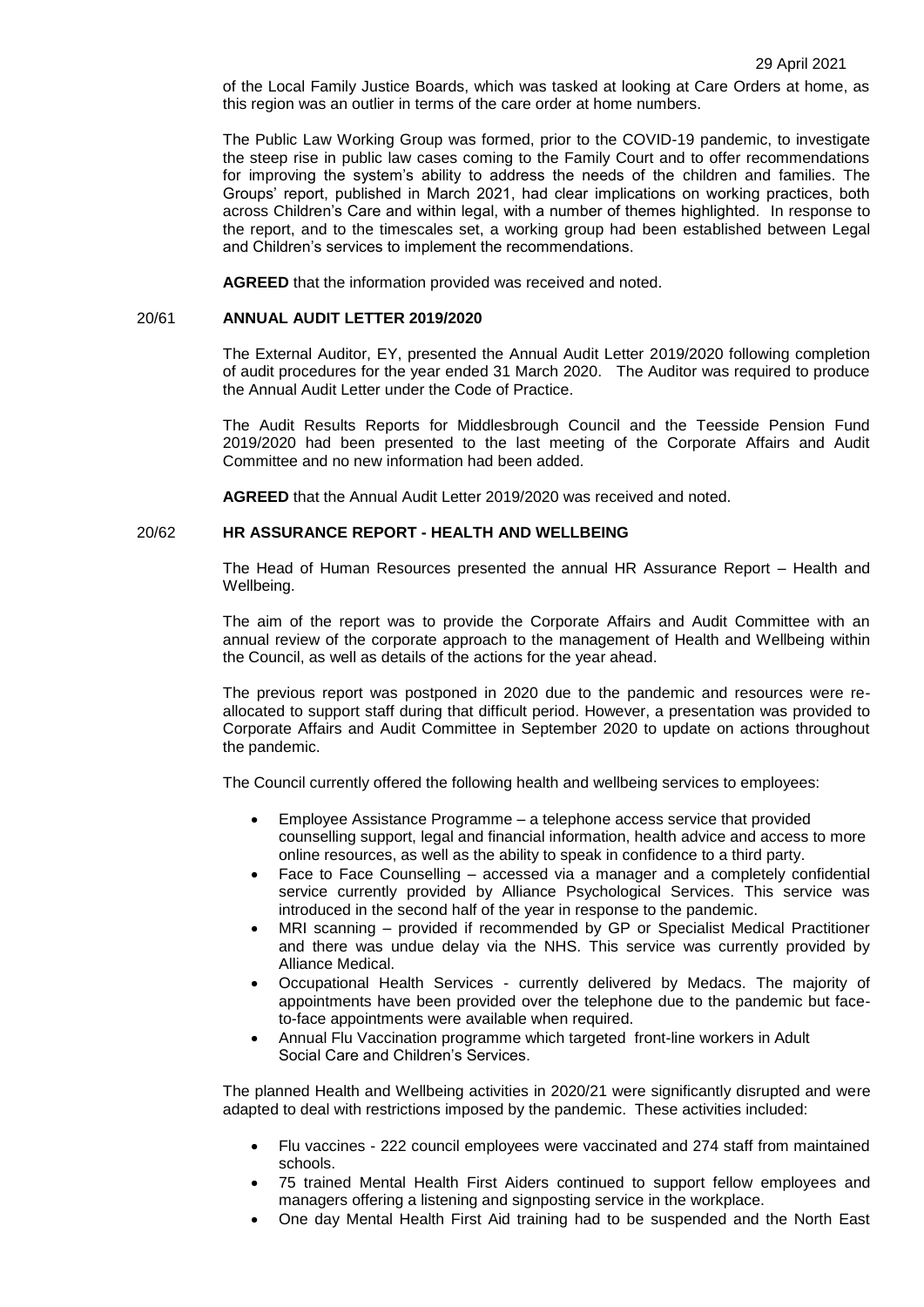of the Local Family Justice Boards, which was tasked at looking at Care Orders at home, as this region was an outlier in terms of the care order at home numbers.

The Public Law Working Group was formed, prior to the COVID-19 pandemic, to investigate the steep rise in public law cases coming to the Family Court and to offer recommendations for improving the system's ability to address the needs of the children and families. The Groups' report, published in March 2021, had clear implications on working practices, both across Children's Care and within legal, with a number of themes highlighted. In response to the report, and to the timescales set, a working group had been established between Legal and Children's services to implement the recommendations.

**AGREED** that the information provided was received and noted.

## 20/61 ANNUAL AUDIT LETTER 2019/2020

The External Auditor, EY, presented the Annual Audit Letter 2019/2020 following completion of audit procedures for the year ended 31 March 2020. The Auditor was required to produce the Annual Audit Letter under the Code of Practice.

The Audit Results Reports for Middlesbrough Council and the Teesside Pension Fund 2019/2020 had been presented to the last meeting of the Corporate Affairs and Audit Committee and no new information had been added.

**AGREED** that the Annual Audit Letter 2019/2020 was received and noted.

## 20/62 HR ASSURANCE REPORT - HEALTH AND WELLBEING

The Head of Human Resources presented the annual HR Assurance Report – Health and Wellbeing.

The aim of the report was to provide the Corporate Affairs and Audit Committee with an annual review of the corporate approach to the management of Health and Wellbeing within the Council, as well as details of the actions for the year ahead.

The previous report was postponed in 2020 due to the pandemic and resources were re-allocated to support staff during that difficult period. However, a presentation was provided to Corporate Affairs and Audit Committee in September 2020 to update on actions throughout the pandemic.

The Council currently offered the following health and wellbeing services to employees:

- Employee Assistance Programme – a telephone access service that provided counselling support, legal and financial information, health advice and access to more online resources, as well as the ability to speak in confidence to a third party.
- Face to Face Counselling – accessed via a manager and a completely confidential service currently provided by Alliance Psychological Services. This service was introduced in the second half of the year in response to the pandemic.
- MRI scanning – provided if recommended by GP or Specialist Medical Practitioner and there was undue delay via the NHS. This service was currently provided by Alliance Medical.
- Occupational Health Services - currently delivered by Medacs. The majority of appointments have been provided over the telephone due to the pandemic but face-to-face appointments were available when required.
- Annual Flu Vaccination programme which targeted front-line workers in Adult Social Care and Children's Services.

The planned Health and Wellbeing activities in 2020/21 were significantly disrupted and were adapted to deal with restrictions imposed by the pandemic. These activities included:

- Flu vaccines - 222 council employees were vaccinated and 274 staff from maintained schools.
- 75 trained Mental Health First Aiders continued to support fellow employees and managers offering a listening and signposting service in the workplace.
- One day Mental Health First Aid training had to be suspended and the North East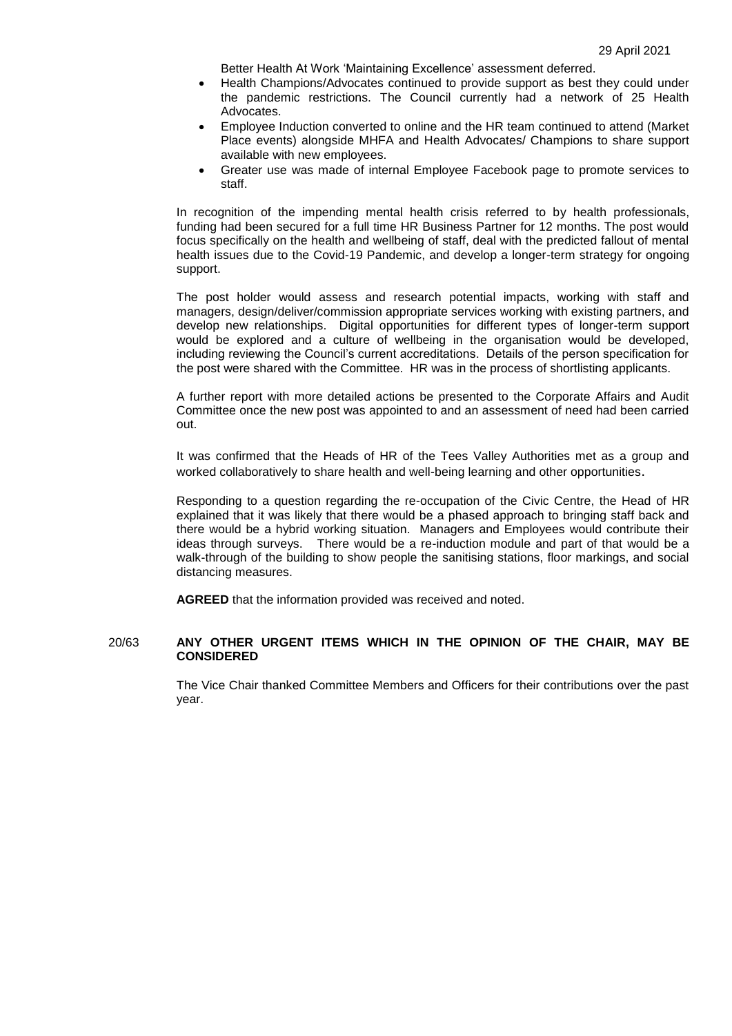Better Health At Work 'Maintaining Excellence' assessment deferred.

- Health Champions/Advocates continued to provide support as best they could under the pandemic restrictions. The Council currently had a network of 25 Health Advocates.
- Employee Induction converted to online and the HR team continued to attend (Market Place events) alongside MHFA and Health Advocates/ Champions to share support available with new employees.
- Greater use was made of internal Employee Facebook page to promote services to staff.

In recognition of the impending mental health crisis referred to by health professionals, funding had been secured for a full time HR Business Partner for 12 months. The post would focus specifically on the health and wellbeing of staff, deal with the predicted fallout of mental health issues due to the Covid-19 Pandemic, and develop a longer-term strategy for ongoing support.

The post holder would assess and research potential impacts, working with staff and managers, design/deliver/commission appropriate services working with existing partners, and develop new relationships. Digital opportunities for different types of longer-term support would be explored and a culture of wellbeing in the organisation would be developed, including reviewing the Council's current accreditations. Details of the person specification for the post were shared with the Committee. HR was in the process of shortlisting applicants.

A further report with more detailed actions be presented to the Corporate Affairs and Audit Committee once the new post was appointed to and an assessment of need had been carried out.

It was confirmed that the Heads of HR of the Tees Valley Authorities met as a group and worked collaboratively to share health and well-being learning and other opportunities.

Responding to a question regarding the re-occupation of the Civic Centre, the Head of HR explained that it was likely that there would be a phased approach to bringing staff back and there would be a hybrid working situation. Managers and Employees would contribute their ideas through surveys. There would be a re-induction module and part of that would be a walk-through of the building to show people the sanitising stations, floor markings, and social distancing measures.

**AGREED** that the information provided was received and noted.

## 20/63 ANY OTHER URGENT ITEMS WHICH IN THE OPINION OF THE CHAIR, MAY BE CONSIDERED

The Vice Chair thanked Committee Members and Officers for their contributions over the past year.